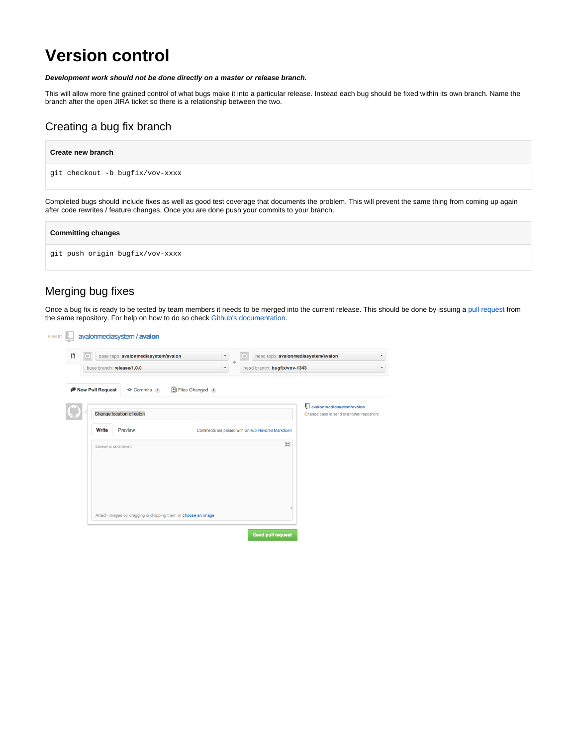# Version control

***Development work should not be done directly on a master or release branch.***

This will allow more fine grained control of what bugs make it into a particular release. Instead each bug should be fixed within its own branch. Name the branch after the open JIRA ticket so there is a relationship between the two.

## Creating a bug fix branch

**Create new branch**

```
git checkout -b bugfix/vov-xxxx
```

Completed bugs should include fixes as well as good test coverage that documents the problem. This will prevent the same thing from coming up again after code rewrites / feature changes. Once you are done push your commits to your branch.

**Committing changes**

```
git push origin bugfix/vov-xxxx
```

## Merging bug fixes

Once a bug fix is ready to be tested by team members it needs to be merged into the current release. This should be done by issuing a pull request from the same repository. For help on how to do so check Github's documentation.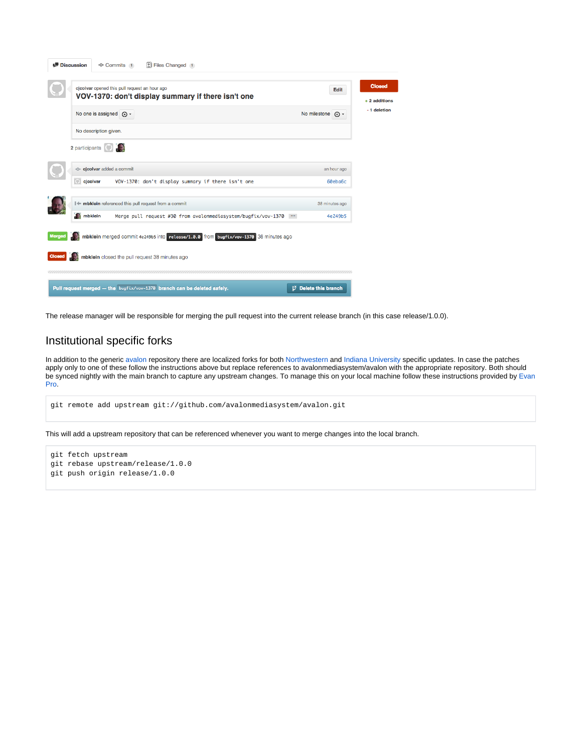The release manager will be responsible for merging the pull request into the current release branch (in this case release/1.0.0).

## Institutional specific forks

In addition to the generic avalon repository there are localized forks for both Northwestern and Indiana University specific updates. In case the patches apply only to one of these follow the instructions above but replace references to avalonmediasystem/avalon with the appropriate repository. Both should be synced nightly with the main branch to capture any upstream changes. To manage this on your local machine follow these instructions provided by Evan Pro.

```
git remote add upstream git://github.com/avalonmediasystem/avalon.git
```

This will add a upstream repository that can be referenced whenever you want to merge changes into the local branch.

```
git fetch upstream
git rebase upstream/release/1.0.0
git push origin release/1.0.0
```